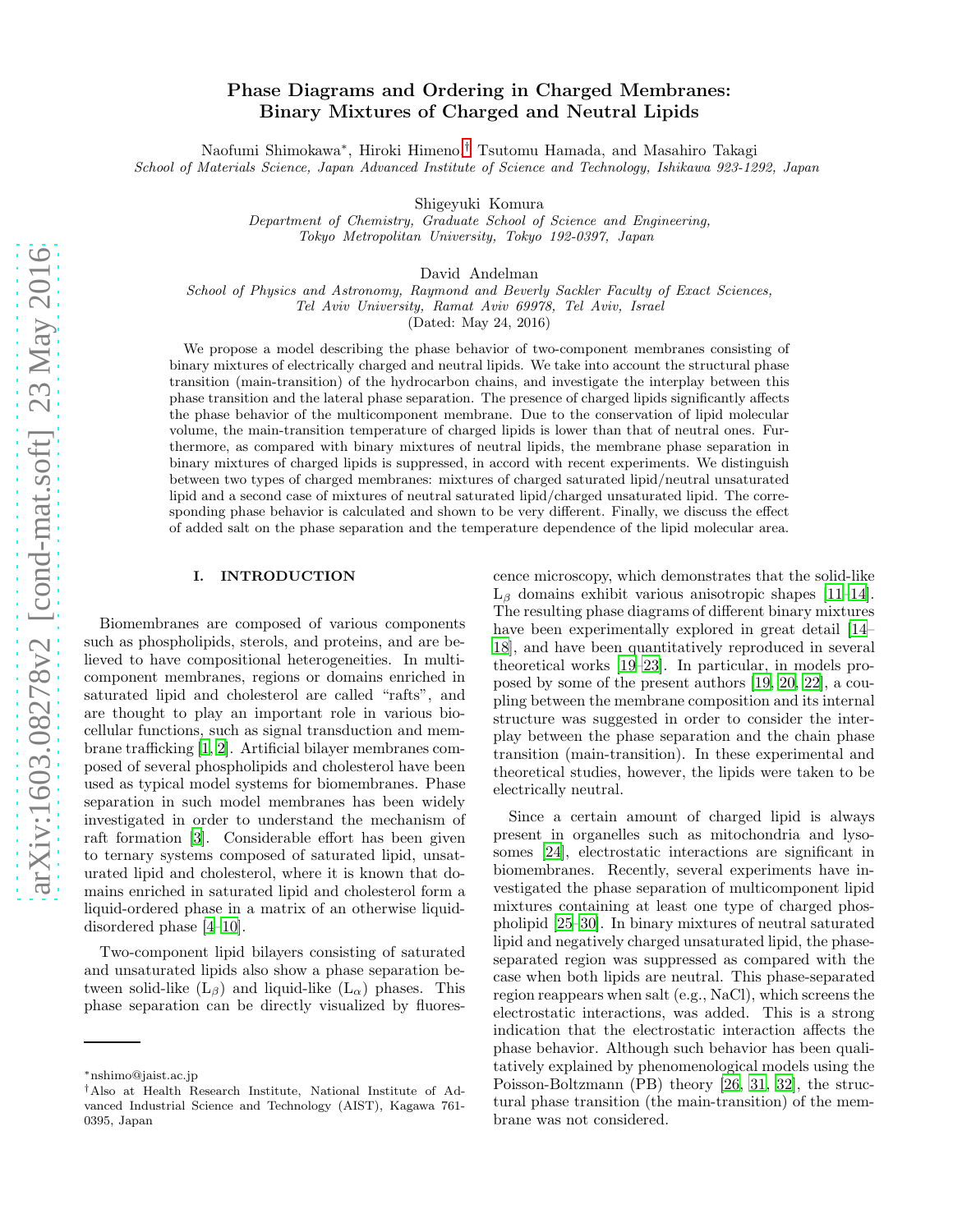# Phase Diagrams and Ordering in Charged Membranes: Binary Mixtures of Charged and Neutral Lipids

Naofumi Shimokawa*, Hiroki Himeno,[†] Tsutomu Hamada, and Masahiro Takagi

*School of Materials Science, Japan Advanced Institute of Science and Technology, Ishikawa 923-1292, Japan*

Shigeyuki Komura

*Department of Chemistry, Graduate School of Science and Engineering, Tokyo Metropolitan University, Tokyo 192-0397, Japan*

David Andelman

*School of Physics and Astronomy, Raymond and Beverly Sackler Faculty of Exact Sciences, Tel Aviv University, Ramat Aviv 69978, Tel Aviv, Israel*

(Dated: May 24, 2016)

We propose a model describing the phase behavior of two-component membranes consisting of binary mixtures of electrically charged and neutral lipids. We take into account the structural phase transition (main-transition) of the hydrocarbon chains, and investigate the interplay between this phase transition and the lateral phase separation. The presence of charged lipids significantly affects the phase behavior of the multicomponent membrane. Due to the conservation of lipid molecular volume, the main-transition temperature of charged lipids is lower than that of neutral ones. Furthermore, as compared with binary mixtures of neutral lipids, the membrane phase separation in binary mixtures of charged lipids is suppressed, in accord with recent experiments. We distinguish between two types of charged membranes: mixtures of charged saturated lipid/neutral unsaturated lipid and a second case of mixtures of neutral saturated lipid/charged unsaturated lipid. The corresponding phase behavior is calculated and shown to be very different. Finally, we discuss the effect of added salt on the phase separation and the temperature dependence of the lipid molecular area.

## I. INTRODUCTION

Biomembranes are composed of various components such as phospholipids, sterols, and proteins, and are believed to have compositional heterogeneities. In multicomponent membranes, regions or domains enriched in saturated lipid and cholesterol are called "rafts", and are thought to play an important role in various biocellular functions, such as signal transduction and membrane trafficking [1, 2]. Artificial bilayer membranes composed of several phospholipids and cholesterol have been used as typical model systems for biomembranes. Phase separation in such model membranes has been widely investigated in order to understand the mechanism of raft formation [3]. Considerable effort has been given to ternary systems composed of saturated lipid, unsaturated lipid and cholesterol, where it is known that domains enriched in saturated lipid and cholesterol form a liquid-ordered phase in a matrix of an otherwise liquid-disordered phase [4–10].

Two-component lipid bilayers consisting of saturated and unsaturated lipids also show a phase separation between solid-like ($L_\beta$) and liquid-like ($L_\alpha$) phases. This phase separation can be directly visualized by fluorescence microscopy, which demonstrates that the solid-like $L_\beta$ domains exhibit various anisotropic shapes [11–14]. The resulting phase diagrams of different binary mixtures have been experimentally explored in great detail [14–18], and have been quantitatively reproduced in several theoretical works [19–23]. In particular, in models proposed by some of the present authors [19, 20, 22], a coupling between the membrane composition and its internal structure was suggested in order to consider the interplay between the phase separation and the chain phase transition (main-transition). In these experimental and theoretical studies, however, the lipids were taken to be electrically neutral.

Since a certain amount of charged lipid is always present in organelles such as mitochondria and lysosomes [24], electrostatic interactions are significant in biomembranes. Recently, several experiments have investigated the phase separation of multicomponent lipid mixtures containing at least one type of charged phospholipid [25–30]. In binary mixtures of neutral saturated lipid and negatively charged unsaturated lipid, the phase-separated region was suppressed as compared with the case when both lipids are neutral. This phase-separated region reappears when salt (e.g., NaCl), which screens the electrostatic interactions, was added. This is a strong indication that the electrostatic interaction affects the phase behavior. Although such behavior has been qualitatively explained by phenomenological models using the Poisson-Boltzmann (PB) theory [26, 31, 32], the structural phase transition (the main-transition) of the membrane was not considered.

---

*nshimo@jaist.ac.jp

†Also at Health Research Institute, National Institute of Advanced Industrial Science and Technology (AIST), Kagawa 761-0395, Japan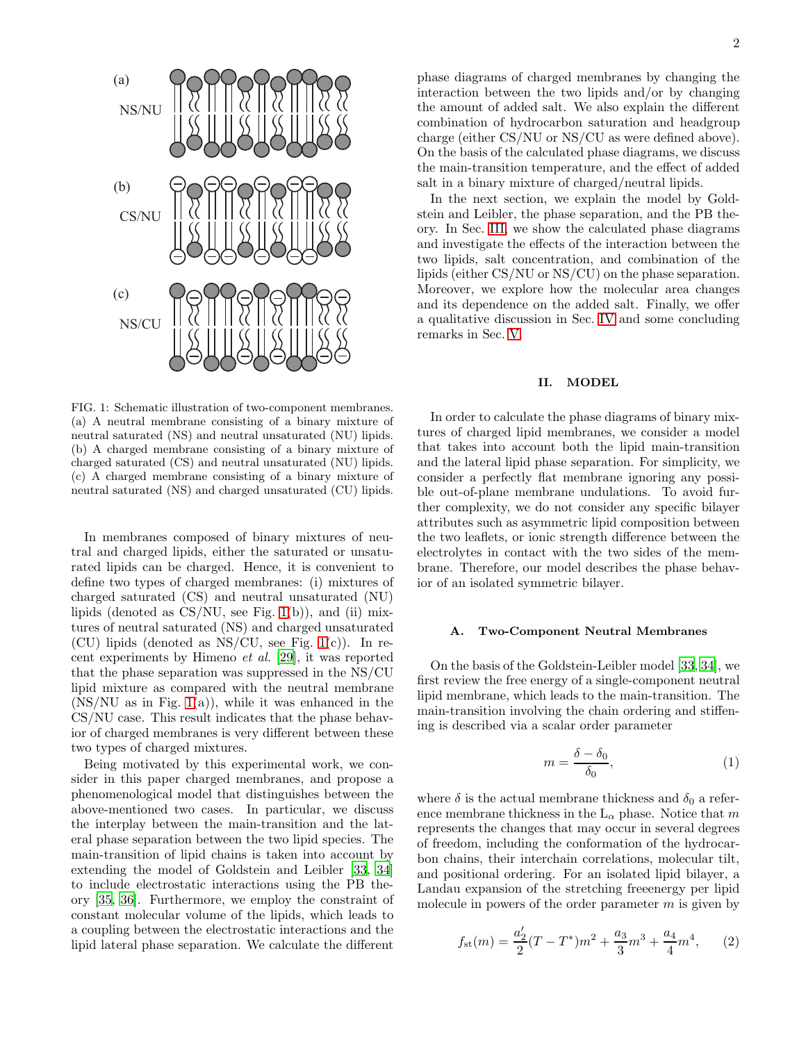FIG. 1: Schematic illustration of two-component membranes. (a) A neutral membrane consisting of a binary mixture of neutral saturated (NS) and neutral unsaturated (NU) lipids. (b) A charged membrane consisting of a binary mixture of charged saturated (CS) and neutral unsaturated (NU) lipids. (c) A charged membrane consisting of a binary mixture of neutral saturated (NS) and charged unsaturated (CU) lipids.

In membranes composed of binary mixtures of neutral and charged lipids, either the saturated or unsaturated lipids can be charged. Hence, it is convenient to define two types of charged membranes: (i) mixtures of charged saturated (CS) and neutral unsaturated (NU) lipids (denoted as CS/NU, see Fig. 1(b)), and (ii) mixtures of neutral saturated (NS) and charged unsaturated (CU) lipids (denoted as NS/CU, see Fig. 1(c)). In recent experiments by Himeno *et al.* [29], it was reported that the phase separation was suppressed in the NS/CU lipid mixture as compared with the neutral membrane (NS/NU as in Fig. 1(a)), while it was enhanced in the CS/NU case. This result indicates that the phase behavior of charged membranes is very different between these two types of charged mixtures.

Being motivated by this experimental work, we consider in this paper charged membranes, and propose a phenomenological model that distinguishes between the above-mentioned two cases. In particular, we discuss the interplay between the main-transition and the lateral phase separation between the two lipid species. The main-transition of lipid chains is taken into account by extending the model of Goldstein and Leibler [33, 34] to include electrostatic interactions using the PB theory [35, 36]. Furthermore, we employ the constraint of constant molecular volume of the lipids, which leads to a coupling between the electrostatic interactions and the lipid lateral phase separation. We calculate the different phase diagrams of charged membranes by changing the interaction between the two lipids and/or by changing the amount of added salt. We also explain the different combination of hydrocarbon saturation and headgroup charge (either CS/NU or NS/CU as were defined above). On the basis of the calculated phase diagrams, we discuss the main-transition temperature, and the effect of added salt in a binary mixture of charged/neutral lipids.

In the next section, we explain the model by Goldstein and Leibler, the phase separation, and the PB theory. In Sec. III, we show the calculated phase diagrams and investigate the effects of the interaction between the two lipids, salt concentration, and combination of the lipids (either CS/NU or NS/CU) on the phase separation. Moreover, we explore how the molecular area changes and its dependence on the added salt. Finally, we offer a qualitative discussion in Sec. IV and some concluding remarks in Sec. V.

## II. MODEL

In order to calculate the phase diagrams of binary mixtures of charged lipid membranes, we consider a model that takes into account both the lipid main-transition and the lateral lipid phase separation. For simplicity, we consider a perfectly flat membrane ignoring any possible out-of-plane membrane undulations. To avoid further complexity, we do not consider any specific bilayer attributes such as asymmetric lipid composition between the two leaflets, or ionic strength difference between the electrolytes in contact with the two sides of the membrane. Therefore, our model describes the phase behavior of an isolated symmetric bilayer.

### A. Two-Component Neutral Membranes

On the basis of the Goldstein-Leibler model [33, 34], we first review the free energy of a single-component neutral lipid membrane, which leads to the main-transition. The main-transition involving the chain ordering and stiffening is described via a scalar order parameter

$$m = \frac{\delta - \delta_0}{\delta_0}, \tag{1}$$

where $\delta$ is the actual membrane thickness and $\delta_0$ a reference membrane thickness in the $L_\alpha$ phase. Notice that $m$ represents the changes that may occur in several degrees of freedom, including the conformation of the hydrocarbon chains, their interchain correlations, molecular tilt, and positional ordering. For an isolated lipid bilayer, a Landau expansion of the stretching freeenergy per lipid molecule in powers of the order parameter $m$ is given by

$$f_{\rm st}(m) = \frac{a_2'}{2}(T - T^*)m^2 + \frac{a_3}{3}m^3 + \frac{a_4}{4}m^4, \tag{2}$$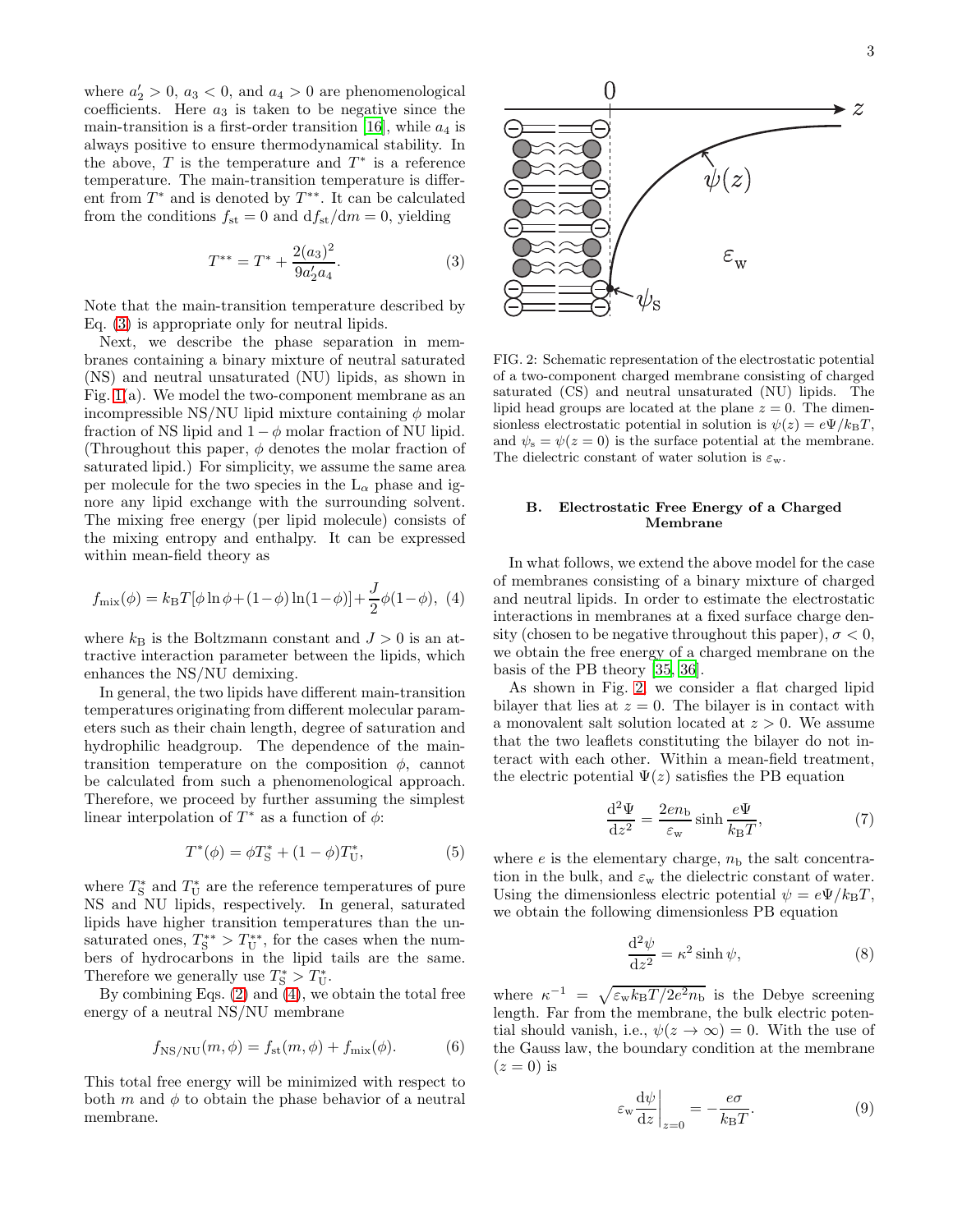where $a_2' > 0$, $a_3 < 0$, and $a_4 > 0$ are phenomenological coefficients. Here $a_3$ is taken to be negative since the main-transition is a first-order transition [16], while $a_4$ is always positive to ensure thermodynamical stability. In the above, $T$ is the temperature and $T^*$ is a reference temperature. The main-transition temperature is different from $T^*$ and is denoted by $T^{**}$. It can be calculated from the conditions $f_{\rm st} = 0$ and ${\rm d}f_{\rm st}/{\rm d}m = 0$, yielding

$$T^{**} = T^* + \frac{2(a_3)^2}{9a_2' a_4}. \tag{3}$$

Note that the main-transition temperature described by Eq. (3) is appropriate only for neutral lipids.

Next, we describe the phase separation in membranes containing a binary mixture of neutral saturated (NS) and neutral unsaturated (NU) lipids, as shown in Fig. 1(a). We model the two-component membrane as an incompressible NS/NU lipid mixture containing $\phi$ molar fraction of NS lipid and $1-\phi$ molar fraction of NU lipid. (Throughout this paper, $\phi$ denotes the molar fraction of saturated lipid.) For simplicity, we assume the same area per molecule for the two species in the $L_\alpha$ phase and ignore any lipid exchange with the surrounding solvent. The mixing free energy (per lipid molecule) consists of the mixing entropy and enthalpy. It can be expressed within mean-field theory as

$$f_{\rm mix}(\phi) = k_{\rm B}T[\phi \ln \phi + (1-\phi)\ln(1-\phi)] + \frac{J}{2}\phi(1-\phi), \tag{4}$$

where $k_{\rm B}$ is the Boltzmann constant and $J > 0$ is an attractive interaction parameter between the lipids, which enhances the NS/NU demixing.

In general, the two lipids have different main-transition temperatures originating from different molecular parameters such as their chain length, degree of saturation and hydrophilic headgroup. The dependence of the main-transition temperature on the composition $\phi$, cannot be calculated from such a phenomenological approach. Therefore, we proceed by further assuming the simplest linear interpolation of $T^*$ as a function of $\phi$:

$$T^*(\phi) = \phi T_{\rm S}^* + (1-\phi)T_{\rm U}^*, \tag{5}$$

where $T_{\rm S}^*$ and $T_{\rm U}^*$ are the reference temperatures of pure NS and NU lipids, respectively. In general, saturated lipids have higher transition temperatures than the unsaturated ones, $T_{\rm S}^{**} > T_{\rm U}^{**}$, for the cases when the numbers of hydrocarbons in the lipid tails are the same. Therefore we generally use $T_{\rm S}^* > T_{\rm U}^*$.

By combining Eqs. (2) and (4), we obtain the total free energy of a neutral NS/NU membrane

$$f_{\rm NS/NU}(m,\phi) = f_{\rm st}(m,\phi) + f_{\rm mix}(\phi). \tag{6}$$

This total free energy will be minimized with respect to both $m$ and $\phi$ to obtain the phase behavior of a neutral membrane.

FIG. 2: Schematic representation of the electrostatic potential of a two-component charged membrane consisting of charged saturated (CS) and neutral unsaturated (NU) lipids. The lipid head groups are located at the plane $z = 0$. The dimensionless electrostatic potential in solution is $\psi(z) = e\Psi/k_{\rm B}T$, and $\psi_{\rm s} = \psi(z=0)$ is the surface potential at the membrane. The dielectric constant of water solution is $\varepsilon_{\rm w}$.

### B. Electrostatic Free Energy of a Charged Membrane

In what follows, we extend the above model for the case of membranes consisting of a binary mixture of charged and neutral lipids. In order to estimate the electrostatic interactions in membranes at a fixed surface charge density (chosen to be negative throughout this paper), $\sigma < 0$, we obtain the free energy of a charged membrane on the basis of the PB theory [35, 36].

As shown in Fig. 2, we consider a flat charged lipid bilayer that lies at $z = 0$. The bilayer is in contact with a monovalent salt solution located at $z > 0$. We assume that the two leaflets constituting the bilayer do not interact with each other. Within a mean-field treatment, the electric potential $\Psi(z)$ satisfies the PB equation

$$\frac{{\rm d}^2\Psi}{{\rm d}z^2} = \frac{2en_{\rm b}}{\varepsilon_{\rm w}} \sinh \frac{e\Psi}{k_{\rm B}T}, \tag{7}$$

where $e$ is the elementary charge, $n_{\rm b}$ the salt concentration in the bulk, and $\varepsilon_{\rm w}$ the dielectric constant of water. Using the dimensionless electric potential $\psi = e\Psi/k_{\rm B}T$, we obtain the following dimensionless PB equation

$$\frac{{\rm d}^2\psi}{{\rm d}z^2} = \kappa^2 \sinh \psi, \tag{8}$$

where $\kappa^{-1} = \sqrt{\varepsilon_{\rm w} k_{\rm B}T/2e^2 n_{\rm b}}$ is the Debye screening length. Far from the membrane, the bulk electric potential should vanish, i.e., $\psi(z \to \infty) = 0$. With the use of the Gauss law, the boundary condition at the membrane $(z = 0)$ is

$$\varepsilon_{\rm w} \left.\frac{{\rm d}\psi}{{\rm d}z}\right|_{z=0} = -\frac{e\sigma}{k_{\rm B}T}. \tag{9}$$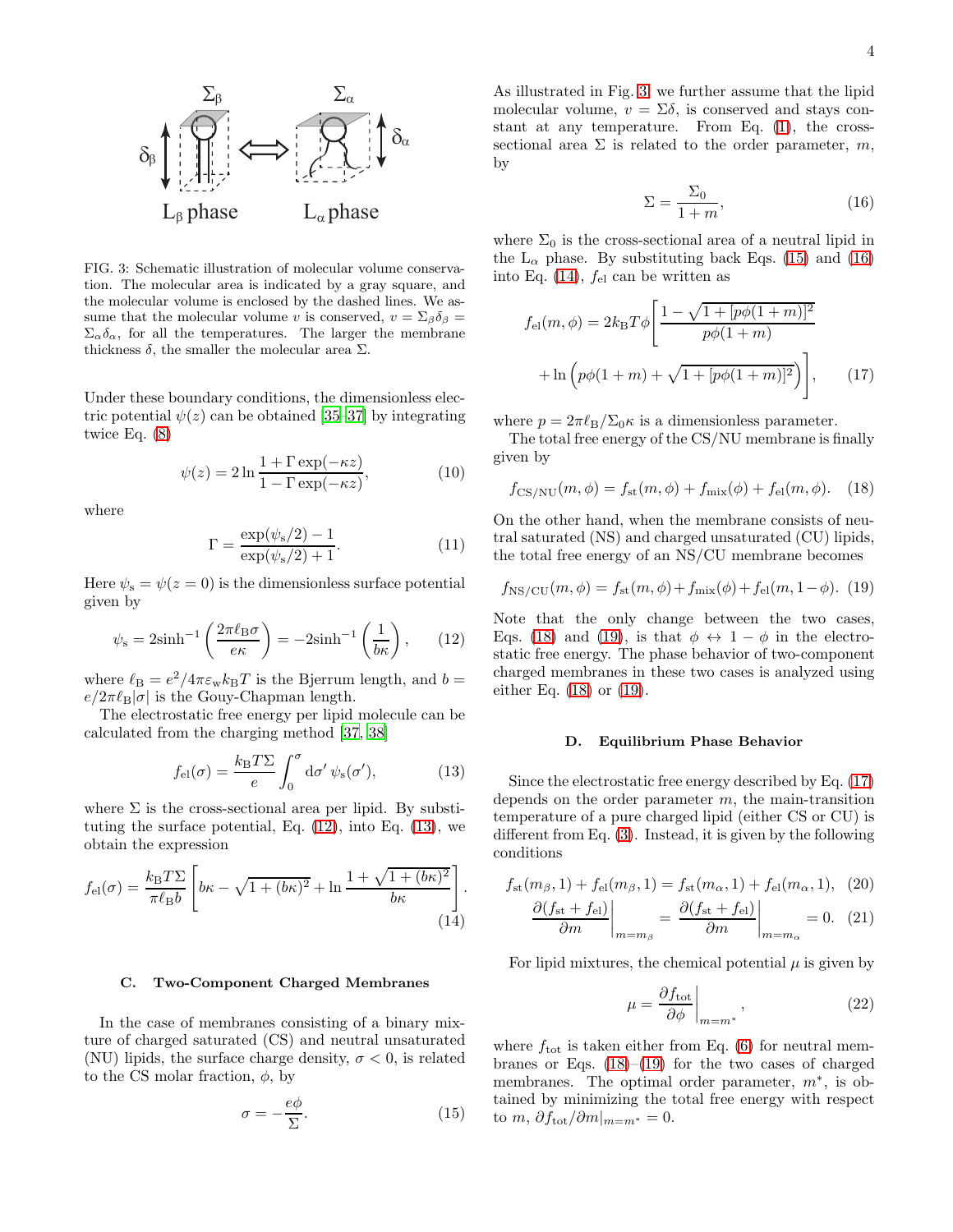FIG. 3: Schematic illustration of molecular volume conservation. The molecular area is indicated by a gray square, and the molecular volume is enclosed by the dashed lines. We assume that the molecular volume $v$ is conserved, $v = \Sigma_\beta \delta_\beta = \Sigma_\alpha \delta_\alpha$, for all the temperatures. The larger the membrane thickness $\delta$, the smaller the molecular area $\Sigma$.

Under these boundary conditions, the dimensionless electric potential $\psi(z)$ can be obtained [35–37] by integrating twice Eq. (8)

$$\psi(z) = 2 \ln \frac{1 + \Gamma \exp(-\kappa z)}{1 - \Gamma \exp(-\kappa z)}, \tag{10}$$

where

$$\Gamma = \frac{\exp(\psi_s/2) - 1}{\exp(\psi_s/2) + 1}. \tag{11}$$

Here $\psi_s = \psi(z=0)$ is the dimensionless surface potential given by

$$\psi_s = 2\sinh^{-1}\left(\frac{2\pi \ell_B \sigma}{e\kappa}\right) = -2\sinh^{-1}\left(\frac{1}{b\kappa}\right), \tag{12}$$

where $\ell_B = e^2/4\pi\varepsilon_w k_B T$ is the Bjerrum length, and $b = e/2\pi\ell_B|\sigma|$ is the Gouy-Chapman length.

The electrostatic free energy per lipid molecule can be calculated from the charging method [37, 38]

$$f_{el}(\sigma) = \frac{k_B T \Sigma}{e} \int_0^\sigma \mathrm{d}\sigma' \, \psi_s(\sigma'), \tag{13}$$

where $\Sigma$ is the cross-sectional area per lipid. By substituting the surface potential, Eq. (12), into Eq. (13), we obtain the expression

$$f_{el}(\sigma) = \frac{k_B T \Sigma}{\pi \ell_B b}\left[ b\kappa - \sqrt{1 + (b\kappa)^2} + \ln \frac{1 + \sqrt{1+(b\kappa)^2}}{b\kappa} \right]. \tag{14}$$

### C. Two-Component Charged Membranes

In the case of membranes consisting of a binary mixture of charged saturated (CS) and neutral unsaturated (NU) lipids, the surface charge density, $\sigma < 0$, is related to the CS molar fraction, $\phi$, by

$$\sigma = -\frac{e\phi}{\Sigma}. \tag{15}$$

As illustrated in Fig. 3, we further assume that the lipid molecular volume, $v = \Sigma\delta$, is conserved and stays constant at any temperature. From Eq. (1), the cross-sectional area $\Sigma$ is related to the order parameter, $m$, by

$$\Sigma = \frac{\Sigma_0}{1+m}, \tag{16}$$

where $\Sigma_0$ is the cross-sectional area of a neutral lipid in the $L_\alpha$ phase. By substituting back Eqs. (15) and (16) into Eq. (14), $f_{el}$ can be written as

$$f_{el}(m, \phi) = 2k_B T \phi \left[ \frac{1 - \sqrt{1 + [p\phi(1+m)]^2}}{p\phi(1+m)} + \ln\left(p\phi(1+m) + \sqrt{1 + [p\phi(1+m)]^2}\right) \right], \tag{17}$$

where $p = 2\pi\ell_B/\Sigma_0\kappa$ is a dimensionless parameter.

The total free energy of the CS/NU membrane is finally given by

$$f_{CS/NU}(m, \phi) = f_{st}(m, \phi) + f_{mix}(\phi) + f_{el}(m, \phi). \tag{18}$$

On the other hand, when the membrane consists of neutral saturated (NS) and charged unsaturated (CU) lipids, the total free energy of an NS/CU membrane becomes

$$f_{NS/CU}(m, \phi) = f_{st}(m, \phi) + f_{mix}(\phi) + f_{el}(m, 1-\phi). \tag{19}$$

Note that the only change between the two cases, Eqs. (18) and (19), is that $\phi \leftrightarrow 1-\phi$ in the electrostatic free energy. The phase behavior of two-component charged membranes in these two cases is analyzed using either Eq. (18) or (19).

### D. Equilibrium Phase Behavior

Since the electrostatic free energy described by Eq. (17) depends on the order parameter $m$, the main-transition temperature of a pure charged lipid (either CS or CU) is different from Eq. (3). Instead, it is given by the following conditions

$$f_{st}(m_\beta, 1) + f_{el}(m_\beta, 1) = f_{st}(m_\alpha, 1) + f_{el}(m_\alpha, 1), \tag{20}$$

$$\left.\frac{\partial(f_{st} + f_{el})}{\partial m}\right|_{m=m_\beta} = \left.\frac{\partial(f_{st} + f_{el})}{\partial m}\right|_{m=m_\alpha} = 0. \tag{21}$$

For lipid mixtures, the chemical potential $\mu$ is given by

$$\mu = \left.\frac{\partial f_{tot}}{\partial \phi}\right|_{m=m^*}, \tag{22}$$

where $f_{tot}$ is taken either from Eq. (6) for neutral membranes or Eqs. (18)–(19) for the two cases of charged membranes. The optimal order parameter, $m^*$, is obtained by minimizing the total free energy with respect to $m$, $\partial f_{tot}/\partial m|_{m=m^*} = 0$.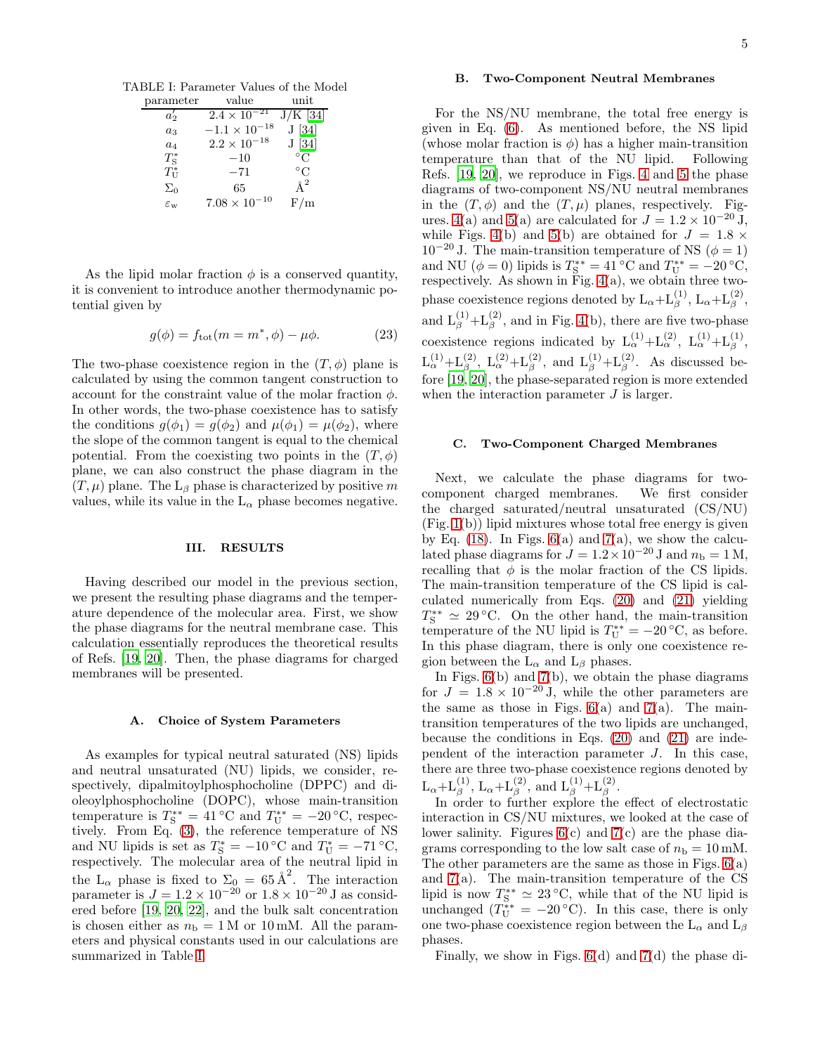TABLE I: Parameter Values of the Model

| parameter | value | unit |
|---|---|---|
| $a_2'$ | $2.4 \times 10^{-21}$ | J/K [34] |
| $a_3$ | $-1.1 \times 10^{-18}$ | J [34] |
| $a_4$ | $2.2 \times 10^{-18}$ | J [34] |
| $T_{\rm S}^*$ | $-10$ | °C |
| $T_{\rm U}^*$ | $-71$ | °C |
| $\Sigma_0$ | 65 | Å$^2$ |
| $\varepsilon_{\rm w}$ | $7.08 \times 10^{-10}$ | F/m |

As the lipid molar fraction $\phi$ is a conserved quantity, it is convenient to introduce another thermodynamic potential given by

$$g(\phi) = f_{\rm tot}(m = m^*, \phi) - \mu\phi. \tag{23}$$

The two-phase coexistence region in the $(T, \phi)$ plane is calculated by using the common tangent construction to account for the constraint value of the molar fraction $\phi$. In other words, the two-phase coexistence has to satisfy the conditions $g(\phi_1) = g(\phi_2)$ and $\mu(\phi_1) = \mu(\phi_2)$, where the slope of the common tangent is equal to the chemical potential. From the coexisting two points in the $(T, \phi)$ plane, we can also construct the phase diagram in the $(T, \mu)$ plane. The $\mathrm{L}_\beta$ phase is characterized by positive $m$ values, while its value in the $\mathrm{L}_\alpha$ phase becomes negative.

## III. RESULTS

Having described our model in the previous section, we present the resulting phase diagrams and the temperature dependence of the molecular area. First, we show the phase diagrams for the neutral membrane case. This calculation essentially reproduces the theoretical results of Refs. [19, 20]. Then, the phase diagrams for charged membranes will be presented.

### A. Choice of System Parameters

As examples for typical neutral saturated (NS) lipids and neutral unsaturated (NU) lipids, we consider, respectively, dipalmitoylphosphocholine (DPPC) and dioleoylphosphocholine (DOPC), whose main-transition temperature is $T_{\rm S}^{**} = 41\,^\circ$C and $T_{\rm U}^{**} = -20\,^\circ$C, respectively. From Eq. (3), the reference temperature of NS and NU lipids is set as $T_{\rm S}^{*} = -10\,^\circ$C and $T_{\rm U}^{*} = -71\,^\circ$C, respectively. The molecular area of the neutral lipid in the $\mathrm{L}_\alpha$ phase is fixed to $\Sigma_0 = 65\,$Å$^2$. The interaction parameter is $J = 1.2 \times 10^{-20}$ or $1.8 \times 10^{-20}\,$J as considered before [19, 20, 22], and the bulk salt concentration is chosen either as $n_{\rm b} = 1\,$M or $10\,$mM. All the parameters and physical constants used in our calculations are summarized in Table I.

### B. Two-Component Neutral Membranes

For the NS/NU membrane, the total free energy is given in Eq. (6). As mentioned before, the NS lipid (whose molar fraction is $\phi$) has a higher main-transition temperature than that of the NU lipid. Following Refs. [19, 20], we reproduce in Figs. 4 and 5 the phase diagrams of two-component NS/NU neutral membranes in the $(T, \phi)$ and the $(T, \mu)$ planes, respectively. Figures. 4(a) and 5(a) are calculated for $J = 1.2 \times 10^{-20}\,$J, while Figs. 4(b) and 5(b) are obtained for $J = 1.8 \times 10^{-20}\,$J. The main-transition temperature of NS ($\phi = 1$) and NU ($\phi = 0$) lipids is $T_{\rm S}^{**} = 41\,^\circ$C and $T_{\rm U}^{**} = -20\,^\circ$C, respectively. As shown in Fig. 4(a), we obtain three two-phase coexistence regions denoted by $\mathrm{L}_\alpha$+$\mathrm{L}_\beta^{(1)}$, $\mathrm{L}_\alpha$+$\mathrm{L}_\beta^{(2)}$, and $\mathrm{L}_\beta^{(1)}$+$\mathrm{L}_\beta^{(2)}$, and in Fig. 4(b), there are five two-phase coexistence regions indicated by $\mathrm{L}_\alpha^{(1)}$+$\mathrm{L}_\alpha^{(2)}$, $\mathrm{L}_\alpha^{(1)}$+$\mathrm{L}_\beta^{(1)}$, $\mathrm{L}_\alpha^{(1)}$+$\mathrm{L}_\beta^{(2)}$, $\mathrm{L}_\alpha^{(2)}$+$\mathrm{L}_\beta^{(2)}$, and $\mathrm{L}_\beta^{(1)}$+$\mathrm{L}_\beta^{(2)}$. As discussed before [19, 20], the phase-separated region is more extended when the interaction parameter $J$ is larger.

### C. Two-Component Charged Membranes

Next, we calculate the phase diagrams for two-component charged membranes. We first consider the charged saturated/neutral unsaturated (CS/NU) (Fig. 1(b)) lipid mixtures whose total free energy is given by Eq. (18). In Figs. 6(a) and 7(a), we show the calculated phase diagrams for $J = 1.2 \times 10^{-20}\,$J and $n_{\rm b} = 1\,$M, recalling that $\phi$ is the molar fraction of the CS lipids. The main-transition temperature of the CS lipid is calculated numerically from Eqs. (20) and (21) yielding $T_{\rm S}^{**} \simeq 29\,^\circ$C. On the other hand, the main-transition temperature of the NU lipid is $T_{\rm U}^{**} = -20\,^\circ$C, as before. In this phase diagram, there is only one coexistence region between the $\mathrm{L}_\alpha$ and $\mathrm{L}_\beta$ phases.

In Figs. 6(b) and 7(b), we obtain the phase diagrams for $J = 1.8 \times 10^{-20}\,$J, while the other parameters are the same as those in Figs. 6(a) and 7(a). The main-transition temperatures of the two lipids are unchanged, because the conditions in Eqs. (20) and (21) are independent of the interaction parameter $J$. In this case, there are three two-phase coexistence regions denoted by $\mathrm{L}_\alpha$+$\mathrm{L}_\beta^{(1)}$, $\mathrm{L}_\alpha$+$\mathrm{L}_\beta^{(2)}$, and $\mathrm{L}_\beta^{(1)}$+$\mathrm{L}_\beta^{(2)}$.

In order to further explore the effect of electrostatic interaction in CS/NU mixtures, we looked at the case of lower salinity. Figures 6(c) and 7(c) are the phase diagrams corresponding to the low salt case of $n_{\rm b} = 10\,$mM. The other parameters are the same as those in Figs. 6(a) and 7(a). The main-transition temperature of the CS lipid is now $T_{\rm S}^{**} \simeq 23\,^\circ$C, while that of the NU lipid is unchanged ($T_{\rm U}^{**} = -20\,^\circ$C). In this case, there is only one two-phase coexistence region between the $\mathrm{L}_\alpha$ and $\mathrm{L}_\beta$ phases.

Finally, we show in Figs. 6(d) and 7(d) the phase di-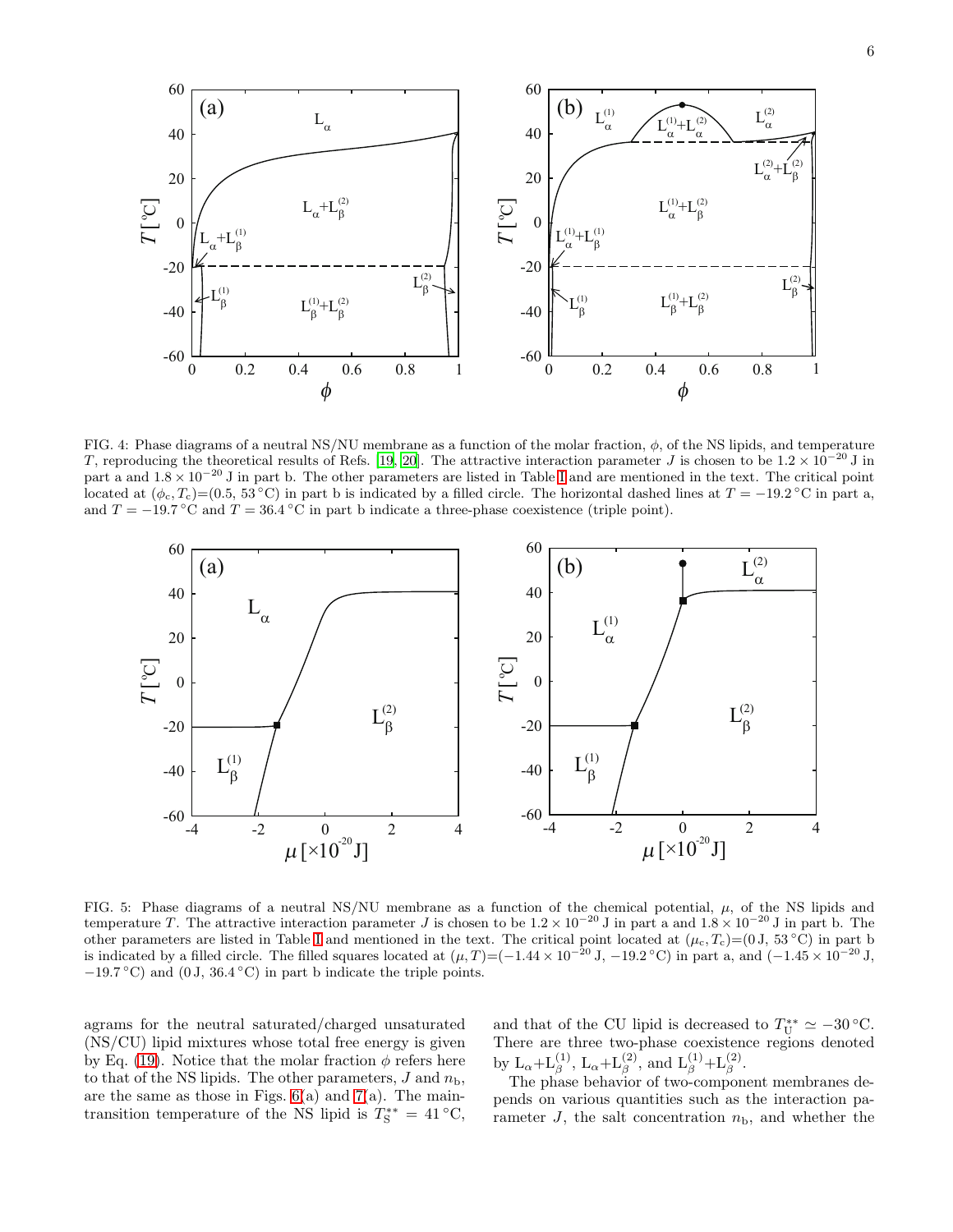FIG. 4: Phase diagrams of a neutral NS/NU membrane as a function of the molar fraction, $\phi$, of the NS lipids, and temperature $T$, reproducing the theoretical results of Refs. [19, 20]. The attractive interaction parameter $J$ is chosen to be $1.2 \times 10^{-20}$ J in part a and $1.8 \times 10^{-20}$ J in part b. The other parameters are listed in Table I and are mentioned in the text. The critical point located at $(\phi_c, T_c)$=(0.5, 53 °C) in part b is indicated by a filled circle. The horizontal dashed lines at $T = -19.2$ °C in part a, and $T = -19.7$ °C and $T = 36.4$ °C in part b indicate a three-phase coexistence (triple point).

FIG. 5: Phase diagrams of a neutral NS/NU membrane as a function of the chemical potential, $\mu$, of the NS lipids and temperature $T$. The attractive interaction parameter $J$ is chosen to be $1.2 \times 10^{-20}$ J in part a and $1.8 \times 10^{-20}$ J in part b. The other parameters are listed in Table I and mentioned in the text. The critical point located at $(\mu_c, T_c)$=(0 J, 53 °C) in part b is indicated by a filled circle. The filled squares located at $(\mu, T)$=($-1.44 \times 10^{-20}$ J, $-19.2$ °C) in part a, and ($-1.45 \times 10^{-20}$ J, $-19.7$ °C) and (0 J, 36.4 °C) in part b indicate the triple points.

agrams for the neutral saturated/charged unsaturated (NS/CU) lipid mixtures whose total free energy is given by Eq. (19). Notice that the molar fraction $\phi$ refers here to that of the NS lipids. The other parameters, $J$ and $n_b$, are the same as those in Figs. 6(a) and 7(a). The main-transition temperature of the NS lipid is $T_S^{**} = 41$ °C, and that of the CU lipid is decreased to $T_U^{**} \simeq -30$ °C. There are three two-phase coexistence regions denoted by $L_\alpha$+$L_\beta^{(1)}$, $L_\alpha$+$L_\beta^{(2)}$, and $L_\beta^{(1)}$+$L_\beta^{(2)}$.

The phase behavior of two-component membranes depends on various quantities such as the interaction parameter $J$, the salt concentration $n_b$, and whether the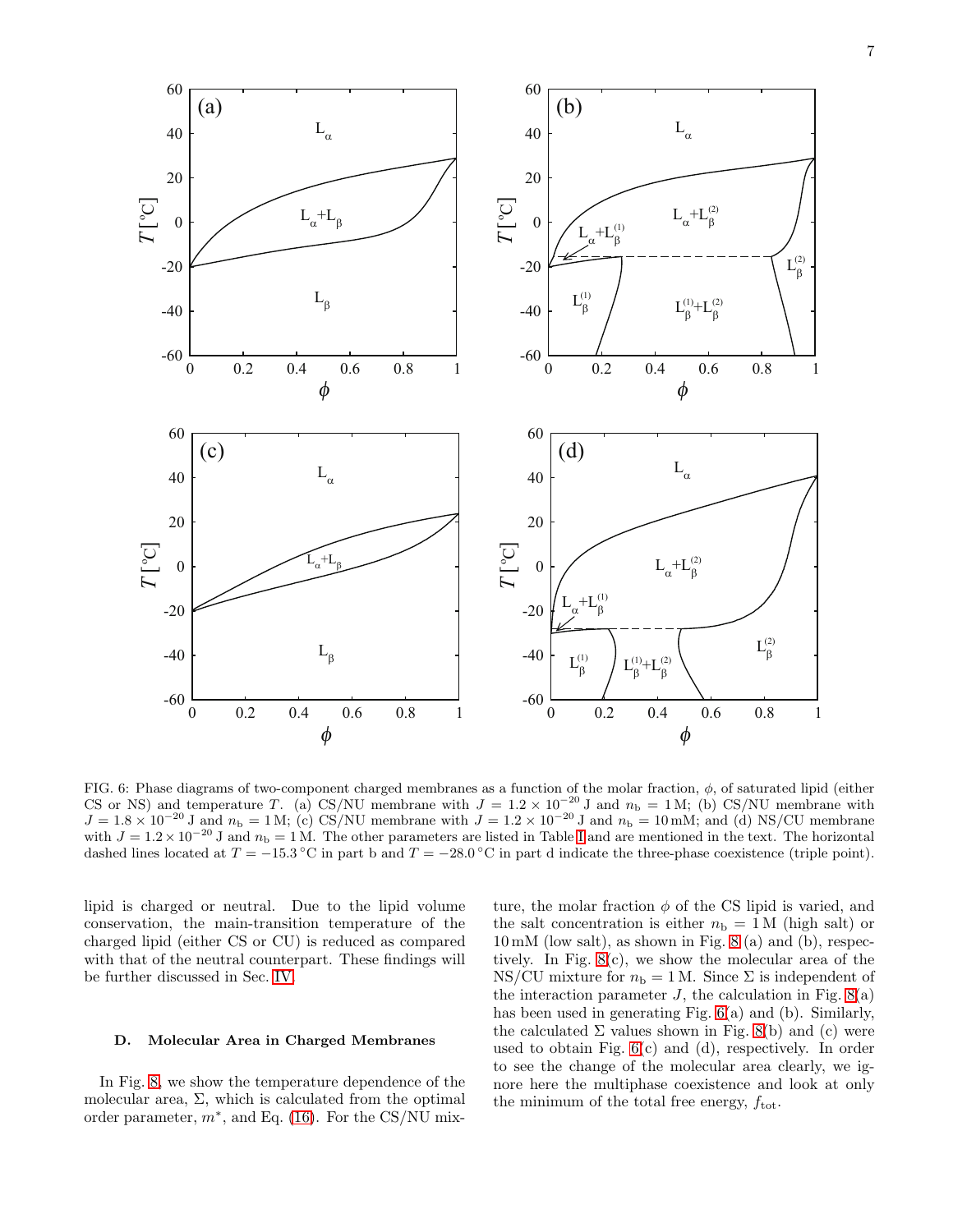FIG. 6: Phase diagrams of two-component charged membranes as a function of the molar fraction, $\phi$, of saturated lipid (either CS or NS) and temperature $T$. (a) CS/NU membrane with $J = 1.2 \times 10^{-20}$ J and $n_{\rm b} = 1$ M; (b) CS/NU membrane with $J = 1.8 \times 10^{-20}$ J and $n_{\rm b} = 1$ M; (c) CS/NU membrane with $J = 1.2 \times 10^{-20}$ J and $n_{\rm b} = 10$ mM; and (d) NS/CU membrane with $J = 1.2 \times 10^{-20}$ J and $n_{\rm b} = 1$ M. The other parameters are listed in Table I and are mentioned in the text. The horizontal dashed lines located at $T = -15.3\,^{\circ}$C in part b and $T = -28.0\,^{\circ}$C in part d indicate the three-phase coexistence (triple point).

lipid is charged or neutral. Due to the lipid volume conservation, the main-transition temperature of the charged lipid (either CS or CU) is reduced as compared with that of the neutral counterpart. These findings will be further discussed in Sec. IV.

### D. Molecular Area in Charged Membranes

In Fig. 8, we show the temperature dependence of the molecular area, $\Sigma$, which is calculated from the optimal order parameter, $m^{*}$, and Eq. (16). For the CS/NU mixture, the molar fraction $\phi$ of the CS lipid is varied, and the salt concentration is either $n_{\rm b} = 1$ M (high salt) or 10 mM (low salt), as shown in Fig. 8 (a) and (b), respectively. In Fig. 8(c), we show the molecular area of the NS/CU mixture for $n_{\rm b} = 1$ M. Since $\Sigma$ is independent of the interaction parameter $J$, the calculation in Fig. 8(a) has been used in generating Fig. 6(a) and (b). Similarly, the calculated $\Sigma$ values shown in Fig. 8(b) and (c) were used to obtain Fig. 6(c) and (d), respectively. In order to see the change of the molecular area clearly, we ignore here the multiphase coexistence and look at only the minimum of the total free energy, $f_{\rm tot}$.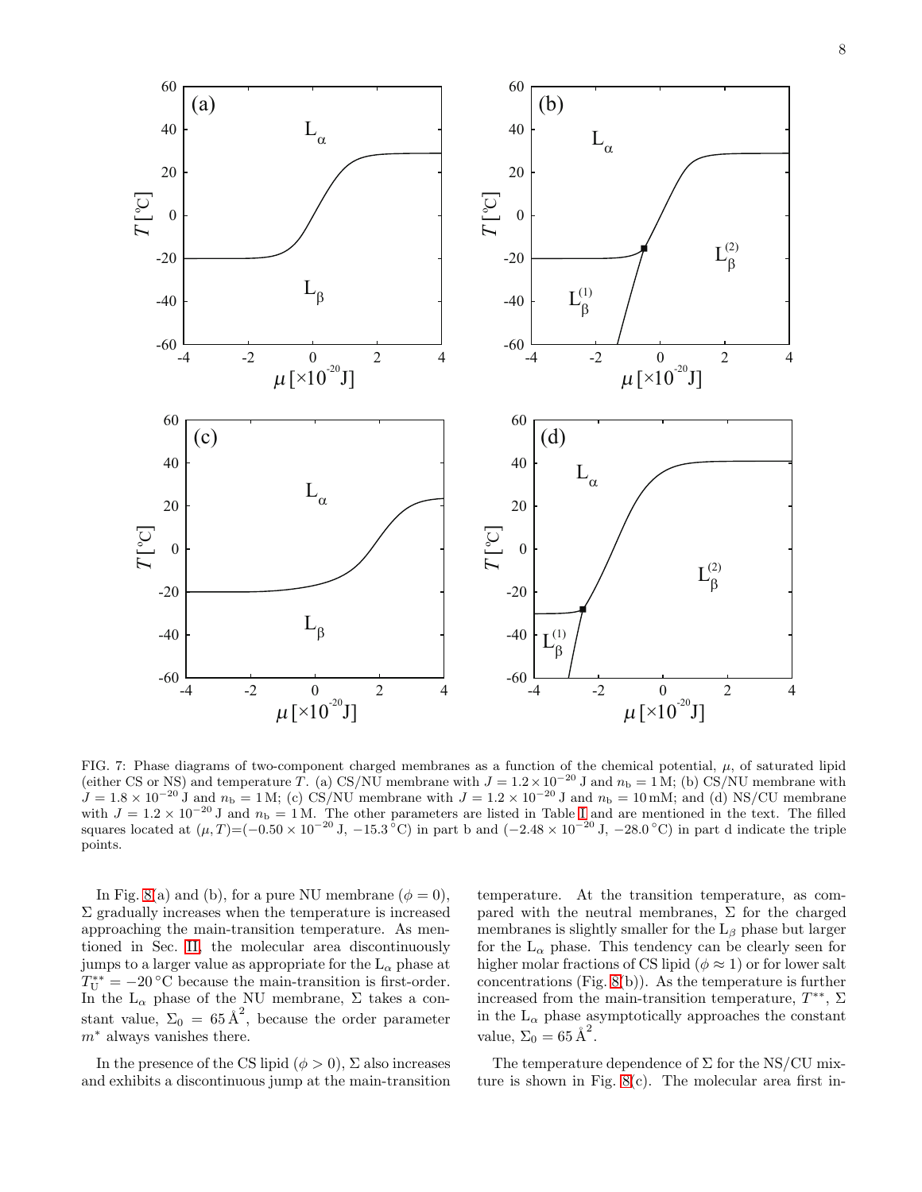FIG. 7: Phase diagrams of two-component charged membranes as a function of the chemical potential, $\mu$, of saturated lipid (either CS or NS) and temperature $T$. (a) CS/NU membrane with $J = 1.2 \times 10^{-20}$ J and $n_{\rm b} = 1$ M; (b) CS/NU membrane with $J = 1.8 \times 10^{-20}$ J and $n_{\rm b} = 1$ M; (c) CS/NU membrane with $J = 1.2 \times 10^{-20}$ J and $n_{\rm b} = 10$ mM; and (d) NS/CU membrane with $J = 1.2 \times 10^{-20}$ J and $n_{\rm b} = 1$ M. The other parameters are listed in Table I and are mentioned in the text. The filled squares located at $(\mu, T)$=($-0.50 \times 10^{-20}$ J, $-15.3\,^{\circ}$C) in part b and ($-2.48 \times 10^{-20}$ J, $-28.0\,^{\circ}$C) in part d indicate the triple points.

In Fig. 8(a) and (b), for a pure NU membrane ($\phi = 0$), $\Sigma$ gradually increases when the temperature is increased approaching the main-transition temperature. As mentioned in Sec. II, the molecular area discontinuously jumps to a larger value as appropriate for the $L_\alpha$ phase at $T^{**}_{\rm U} = -20\,^{\circ}$C because the main-transition is first-order. In the $L_\alpha$ phase of the NU membrane, $\Sigma$ takes a constant value, $\Sigma_0 = 65\,\text{Å}^2$, because the order parameter $m^*$ always vanishes there.

In the presence of the CS lipid ($\phi > 0$), $\Sigma$ also increases and exhibits a discontinuous jump at the main-transition temperature. At the transition temperature, as compared with the neutral membranes, $\Sigma$ for the charged membranes is slightly smaller for the $L_\beta$ phase but larger for the $L_\alpha$ phase. This tendency can be clearly seen for higher molar fractions of CS lipid ($\phi \approx 1$) or for lower salt concentrations (Fig. 8(b)). As the temperature is further increased from the main-transition temperature, $T^{**}$, $\Sigma$ in the $L_\alpha$ phase asymptotically approaches the constant value, $\Sigma_0 = 65\,\text{Å}^2$.

The temperature dependence of $\Sigma$ for the NS/CU mixture is shown in Fig. 8(c). The molecular area first in-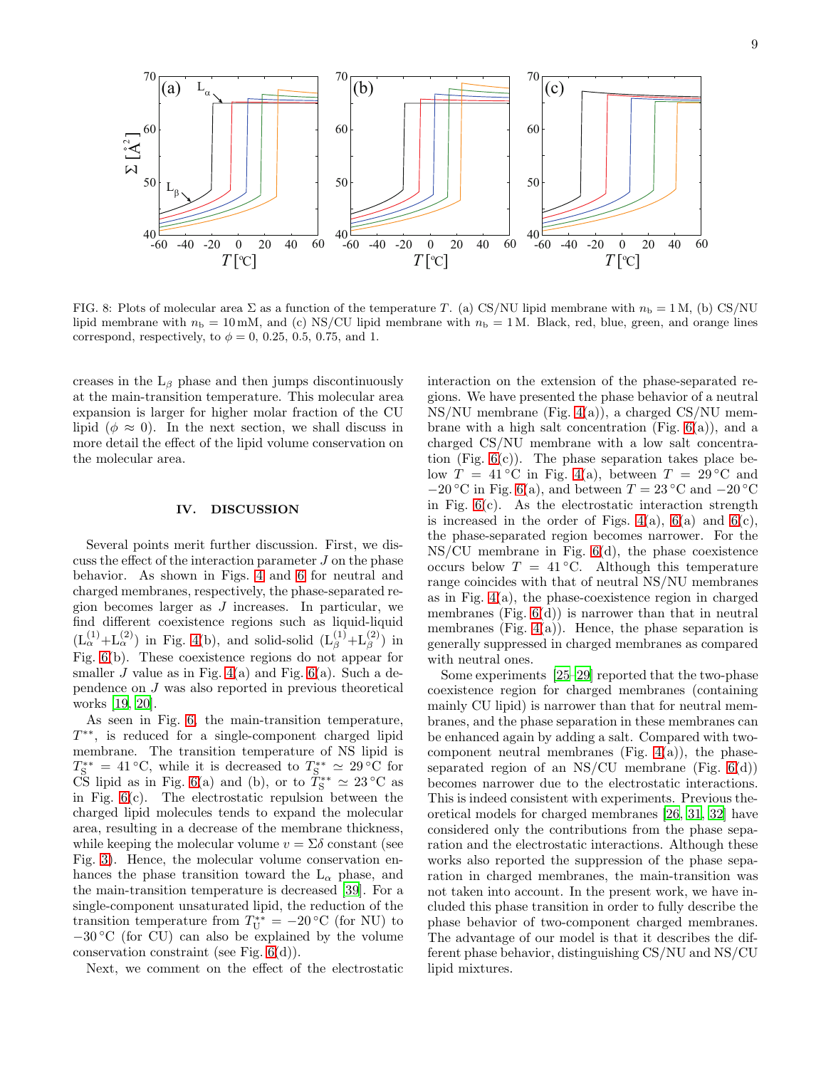FIG. 8: Plots of molecular area $\Sigma$ as a function of the temperature $T$. (a) CS/NU lipid membrane with $n_{\rm b} = 1\,{\rm M}$, (b) CS/NU lipid membrane with $n_{\rm b} = 10\,{\rm mM}$, and (c) NS/CU lipid membrane with $n_{\rm b} = 1\,{\rm M}$. Black, red, blue, green, and orange lines correspond, respectively, to $\phi = 0$, 0.25, 0.5, 0.75, and 1.

creases in the $L_\beta$ phase and then jumps discontinuously at the main-transition temperature. This molecular area expansion is larger for higher molar fraction of the CU lipid ($\phi \approx 0$). In the next section, we shall discuss in more detail the effect of the lipid volume conservation on the molecular area.

## IV. DISCUSSION

Several points merit further discussion. First, we discuss the effect of the interaction parameter $J$ on the phase behavior. As shown in Figs. 4 and 6 for neutral and charged membranes, respectively, the phase-separated region becomes larger as $J$ increases. In particular, we find different coexistence regions such as liquid-liquid ($L_\alpha^{(1)}$+$L_\alpha^{(2)}$) in Fig. 4(b), and solid-solid ($L_\beta^{(1)}$+$L_\beta^{(2)}$) in Fig. 6(b). These coexistence regions do not appear for smaller $J$ value as in Fig. 4(a) and Fig. 6(a). Such a dependence on $J$ was also reported in previous theoretical works [19, 20].

As seen in Fig. 6, the main-transition temperature, $T^{**}$, is reduced for a single-component charged lipid membrane. The transition temperature of NS lipid is $T_{\rm S}^{**} = 41\,^\circ{\rm C}$, while it is decreased to $T_{\rm S}^{**} \simeq 29\,^\circ{\rm C}$ for CS lipid as in Fig. 6(a) and (b), or to $T_{\rm S}^{**} \simeq 23\,^\circ{\rm C}$ as in Fig. 6(c). The electrostatic repulsion between the charged lipid molecules tends to expand the molecular area, resulting in a decrease of the membrane thickness, while keeping the molecular volume $v = \Sigma\delta$ constant (see Fig. 3). Hence, the molecular volume conservation enhances the phase transition toward the $L_\alpha$ phase, and the main-transition temperature is decreased [39]. For a single-component unsaturated lipid, the reduction of the transition temperature from $T_{\rm U}^{**} = -20\,^\circ{\rm C}$ (for NU) to $-30\,^\circ{\rm C}$ (for CU) can also be explained by the volume conservation constraint (see Fig. 6(d)).

Next, we comment on the effect of the electrostatic interaction on the extension of the phase-separated regions. We have presented the phase behavior of a neutral NS/NU membrane (Fig. 4(a)), a charged CS/NU membrane with a high salt concentration (Fig. 6(a)), and a charged CS/NU membrane with a low salt concentration (Fig. 6(c)). The phase separation takes place below $T = 41\,^\circ{\rm C}$ in Fig. 4(a), between $T = 29\,^\circ{\rm C}$ and $-20\,^\circ{\rm C}$ in Fig. 6(a), and between $T = 23\,^\circ{\rm C}$ and $-20\,^\circ{\rm C}$ in Fig. 6(c). As the electrostatic interaction strength is increased in the order of Figs. 4(a), 6(a) and 6(c), the phase-separated region becomes narrower. For the NS/CU membrane in Fig. 6(d), the phase coexistence occurs below $T = 41\,^\circ{\rm C}$. Although this temperature range coincides with that of neutral NS/NU membranes as in Fig. 4(a), the phase-coexistence region in charged membranes (Fig. 6(d)) is narrower than that in neutral membranes (Fig. 4(a)). Hence, the phase separation is generally suppressed in charged membranes as compared with neutral ones.

Some experiments [25–29] reported that the two-phase coexistence region for charged membranes (containing mainly CU lipid) is narrower than that for neutral membranes, and the phase separation in these membranes can be enhanced again by adding a salt. Compared with two-component neutral membranes (Fig. 4(a)), the phase-separated region of an NS/CU membrane (Fig. 6(d)) becomes narrower due to the electrostatic interactions. This is indeed consistent with experiments. Previous theoretical models for charged membranes [26, 31, 32] have considered only the contributions from the phase separation and the electrostatic interactions. Although these works also reported the suppression of the phase separation in charged membranes, the main-transition was not taken into account. In the present work, we have included this phase transition in order to fully describe the phase behavior of two-component charged membranes. The advantage of our model is that it describes the different phase behavior, distinguishing CS/NU and NS/CU lipid mixtures.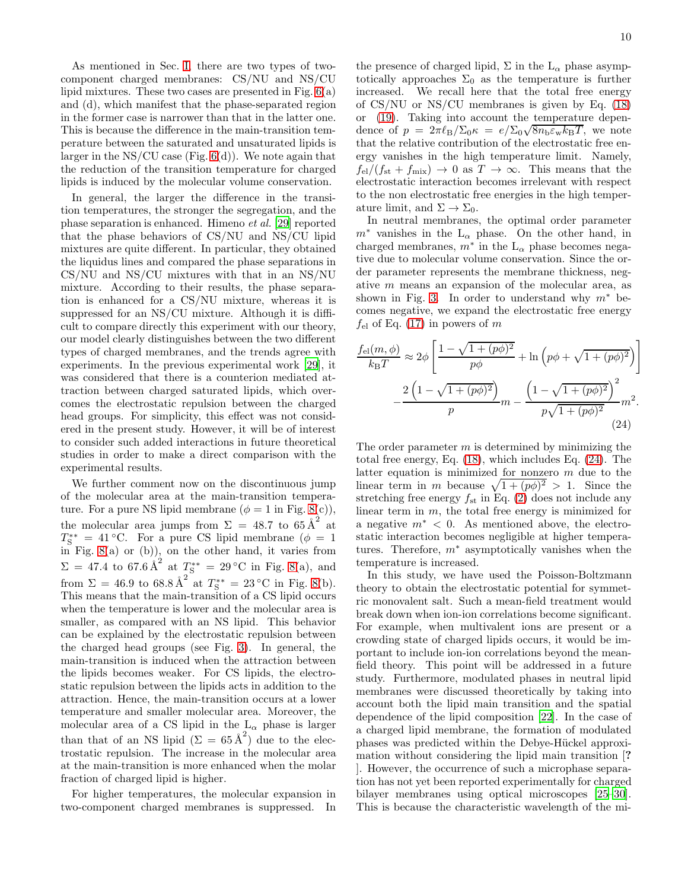As mentioned in Sec. I, there are two types of two-component charged membranes: CS/NU and NS/CU lipid mixtures. These two cases are presented in Fig. 6(a) and (d), which manifest that the phase-separated region in the former case is narrower than that in the latter one. This is because the difference in the main-transition temperature between the saturated and unsaturated lipids is larger in the NS/CU case (Fig. 6(d)). We note again that the reduction of the transition temperature for charged lipids is induced by the molecular volume conservation.

In general, the larger the difference in the transition temperatures, the stronger the segregation, and the phase separation is enhanced. Himeno *et al.* [29] reported that the phase behaviors of CS/NU and NS/CU lipid mixtures are quite different. In particular, they obtained the liquidus lines and compared the phase separations in CS/NU and NS/CU mixtures with that in an NS/NU mixture. According to their results, the phase separation is enhanced for a CS/NU mixture, whereas it is suppressed for an NS/CU mixture. Although it is difficult to compare directly this experiment with our theory, our model clearly distinguishes between the two different types of charged membranes, and the trends agree with experiments. In the previous experimental work [29], it was considered that there is a counterion mediated attraction between charged saturated lipids, which overcomes the electrostatic repulsion between the charged head groups. For simplicity, this effect was not considered in the present study. However, it will be of interest to consider such added interactions in future theoretical studies in order to make a direct comparison with the experimental results.

We further comment now on the discontinuous jump of the molecular area at the main-transition temperature. For a pure NS lipid membrane ($\phi = 1$ in Fig. 8(c)), the molecular area jumps from $\Sigma = 48.7$ to $65\,\text{Å}^2$ at $T_{\rm S}^{**} = 41\,^\circ$C. For a pure CS lipid membrane ($\phi = 1$ in Fig. 8(a) or (b)), on the other hand, it varies from $\Sigma = 47.4$ to $67.6\,\text{Å}^2$ at $T_{\rm S}^{**} = 29\,^\circ$C in Fig. 8(a), and from $\Sigma = 46.9$ to $68.8\,\text{Å}^2$ at $T_{\rm S}^{**} = 23\,^\circ$C in Fig. 8(b). This means that the main-transition of a CS lipid occurs when the temperature is lower and the molecular area is smaller, as compared with an NS lipid. This behavior can be explained by the electrostatic repulsion between the charged head groups (see Fig. 3). In general, the main-transition is induced when the attraction between the lipids becomes weaker. For CS lipids, the electrostatic repulsion between the lipids acts in addition to the attraction. Hence, the main-transition occurs at a lower temperature and smaller molecular area. Moreover, the molecular area of a CS lipid in the $\text{L}_\alpha$ phase is larger than that of an NS lipid ($\Sigma = 65\,\text{Å}^2$) due to the electrostatic repulsion. The increase in the molecular area at the main-transition is more enhanced when the molar fraction of charged lipid is higher.

For higher temperatures, the molecular expansion in two-component charged membranes is suppressed. In the presence of charged lipid, $\Sigma$ in the $\text{L}_\alpha$ phase asymptotically approaches $\Sigma_0$ as the temperature is further increased. We recall here that the total free energy of CS/NU or NS/CU membranes is given by Eq. (18) or (19). Taking into account the temperature dependence of $p = 2\pi\ell_{\rm B}/\Sigma_0\kappa = e/\Sigma_0\sqrt{8n_{\rm b}\varepsilon_{\rm w}k_{\rm B}T}$, we note that the relative contribution of the electrostatic free energy vanishes in the high temperature limit. Namely, $f_{\rm el}/(f_{\rm st} + f_{\rm mix}) \to 0$ as $T \to \infty$. This means that the electrostatic interaction becomes irrelevant with respect to the non electrostatic free energies in the high temperature limit, and $\Sigma \to \Sigma_0$.

In neutral membranes, the optimal order parameter $m^*$ vanishes in the $\text{L}_\alpha$ phase. On the other hand, in charged membranes, $m^*$ in the $\text{L}_\alpha$ phase becomes negative due to molecular volume conservation. Since the order parameter represents the membrane thickness, negative $m$ means an expansion of the molecular area, as shown in Fig. 3. In order to understand why $m^*$ becomes negative, we expand the electrostatic free energy $f_{\rm el}$ of Eq. (17) in powers of $m$

$$
\begin{aligned}
\frac{f_{\rm el}(m,\phi)}{k_{\rm B}T} \approx\ & 2\phi\left[\frac{1-\sqrt{1+(p\phi)^2}}{p\phi} + \ln\left(p\phi + \sqrt{1+(p\phi)^2}\right)\right] \\
& - \frac{2\left(1-\sqrt{1+(p\phi)^2}\right)}{p}m - \frac{\left(1-\sqrt{1+(p\phi)^2}\right)^2}{p\sqrt{1+(p\phi)^2}}m^2.
\end{aligned}
\tag{24}
$$

The order parameter $m$ is determined by minimizing the total free energy, Eq. (18), which includes Eq. (24). The latter equation is minimized for nonzero $m$ due to the linear term in $m$ because $\sqrt{1+(p\phi)^2} > 1$. Since the stretching free energy $f_{\rm st}$ in Eq. (2) does not include any linear term in $m$, the total free energy is minimized for a negative $m^* < 0$. As mentioned above, the electrostatic interaction becomes negligible at higher temperatures. Therefore, $m^*$ asymptotically vanishes when the temperature is increased.

In this study, we have used the Poisson-Boltzmann theory to obtain the electrostatic potential for symmetric monovalent salt. Such a mean-field treatment would break down when ion-ion correlations become significant. For example, when multivalent ions are present or a crowding state of charged lipids occurs, it would be important to include ion-ion correlations beyond the mean-field theory. This point will be addressed in a future study. Furthermore, modulated phases in neutral lipid membranes were discussed theoretically by taking into account both the lipid main transition and the spatial dependence of the lipid composition [22]. In the case of a charged lipid membrane, the formation of modulated phases was predicted within the Debye-Hückel approximation without considering the lipid main transition [**?** ]. However, the occurrence of such a microphase separation has not yet been reported experimentally for charged bilayer membranes using optical microscopes [25–30]. This is because the characteristic wavelength of the mi-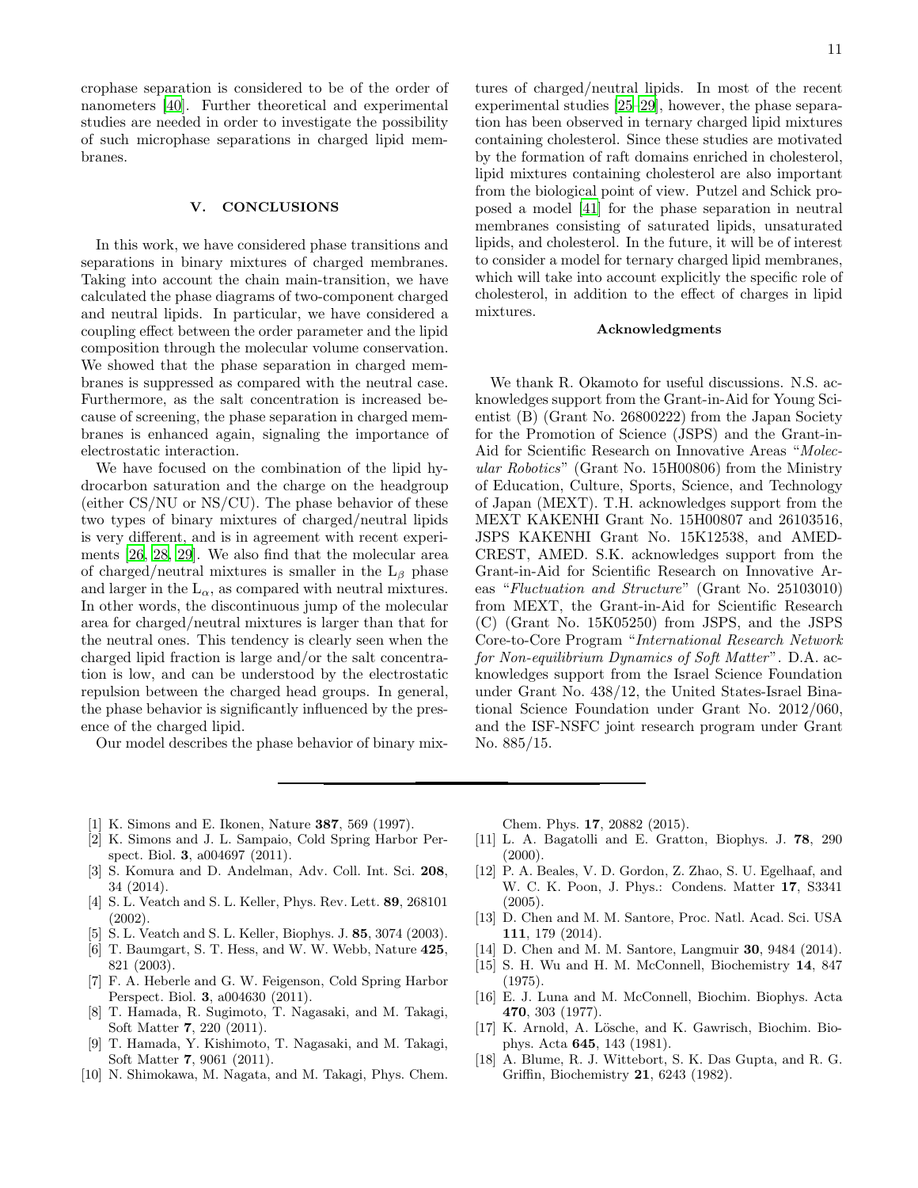crophase separation is considered to be of the order of nanometers [40]. Further theoretical and experimental studies are needed in order to investigate the possibility of such microphase separations in charged lipid membranes.

## V. CONCLUSIONS

In this work, we have considered phase transitions and separations in binary mixtures of charged membranes. Taking into account the chain main-transition, we have calculated the phase diagrams of two-component charged and neutral lipids. In particular, we have considered a coupling effect between the order parameter and the lipid composition through the molecular volume conservation. We showed that the phase separation in charged membranes is suppressed as compared with the neutral case. Furthermore, as the salt concentration is increased because of screening, the phase separation in charged membranes is enhanced again, signaling the importance of electrostatic interaction.

We have focused on the combination of the lipid hydrocarbon saturation and the charge on the headgroup (either CS/NU or NS/CU). The phase behavior of these two types of binary mixtures of charged/neutral lipids is very different, and is in agreement with recent experiments [26, 28, 29]. We also find that the molecular area of charged/neutral mixtures is smaller in the $L_\beta$ phase and larger in the $L_\alpha$, as compared with neutral mixtures. In other words, the discontinuous jump of the molecular area for charged/neutral mixtures is larger than that for the neutral ones. This tendency is clearly seen when the charged lipid fraction is large and/or the salt concentration is low, and can be understood by the electrostatic repulsion between the charged head groups. In general, the phase behavior is significantly influenced by the presence of the charged lipid.

Our model describes the phase behavior of binary mixtures of charged/neutral lipids. In most of the recent experimental studies [25–29], however, the phase separation has been observed in ternary charged lipid mixtures containing cholesterol. Since these studies are motivated by the formation of raft domains enriched in cholesterol, lipid mixtures containing cholesterol are also important from the biological point of view. Putzel and Schick proposed a model [41] for the phase separation in neutral membranes consisting of saturated lipids, unsaturated lipids, and cholesterol. In the future, it will be of interest to consider a model for ternary charged lipid membranes, which will take into account explicitly the specific role of cholesterol, in addition to the effect of charges in lipid mixtures.

### Acknowledgments

We thank R. Okamoto for useful discussions. N.S. acknowledges support from the Grant-in-Aid for Young Scientist (B) (Grant No. 26800222) from the Japan Society for the Promotion of Science (JSPS) and the Grant-in-Aid for Scientific Research on Innovative Areas "*Molecular Robotics*" (Grant No. 15H00806) from the Ministry of Education, Culture, Sports, Science, and Technology of Japan (MEXT). T.H. acknowledges support from the MEXT KAKENHI Grant No. 15H00807 and 26103516, JSPS KAKENHI Grant No. 15K12538, and AMED-CREST, AMED. S.K. acknowledges support from the Grant-in-Aid for Scientific Research on Innovative Areas "*Fluctuation and Structure*" (Grant No. 25103010) from MEXT, the Grant-in-Aid for Scientific Research (C) (Grant No. 15K05250) from JSPS, and the JSPS Core-to-Core Program "*International Research Network for Non-equilibrium Dynamics of Soft Matter*". D.A. acknowledges support from the Israel Science Foundation under Grant No. 438/12, the United States-Israel Binational Science Foundation under Grant No. 2012/060, and the ISF-NSFC joint research program under Grant No. 885/15.

---

[1] K. Simons and E. Ikonen, Nature **387**, 569 (1997).
[2] K. Simons and J. L. Sampaio, Cold Spring Harbor Perspect. Biol. **3**, a004697 (2011).
[3] S. Komura and D. Andelman, Adv. Coll. Int. Sci. **208**, 34 (2014).
[4] S. L. Veatch and S. L. Keller, Phys. Rev. Lett. **89**, 268101 (2002).
[5] S. L. Veatch and S. L. Keller, Biophys. J. **85**, 3074 (2003).
[6] T. Baumgart, S. T. Hess, and W. W. Webb, Nature **425**, 821 (2003).
[7] F. A. Heberle and G. W. Feigenson, Cold Spring Harbor Perspect. Biol. **3**, a004630 (2011).
[8] T. Hamada, R. Sugimoto, T. Nagasaki, and M. Takagi, Soft Matter **7**, 220 (2011).
[9] T. Hamada, Y. Kishimoto, T. Nagasaki, and M. Takagi, Soft Matter **7**, 9061 (2011).
[10] N. Shimokawa, M. Nagata, and M. Takagi, Phys. Chem. Chem. Phys. **17**, 20882 (2015).
[11] L. A. Bagatolli and E. Gratton, Biophys. J. **78**, 290 (2000).
[12] P. A. Beales, V. D. Gordon, Z. Zhao, S. U. Egelhaaf, and W. C. K. Poon, J. Phys.: Condens. Matter **17**, S3341 (2005).
[13] D. Chen and M. M. Santore, Proc. Natl. Acad. Sci. USA **111**, 179 (2014).
[14] D. Chen and M. M. Santore, Langmuir **30**, 9484 (2014).
[15] S. H. Wu and H. M. McConnell, Biochemistry **14**, 847 (1975).
[16] E. J. Luna and M. McConnell, Biochim. Biophys. Acta **470**, 303 (1977).
[17] K. Arnold, A. Lösche, and K. Gawrisch, Biochim. Biophys. Acta **645**, 143 (1981).
[18] A. Blume, R. J. Wittebort, S. K. Das Gupta, and R. G. Griffin, Biochemistry **21**, 6243 (1982).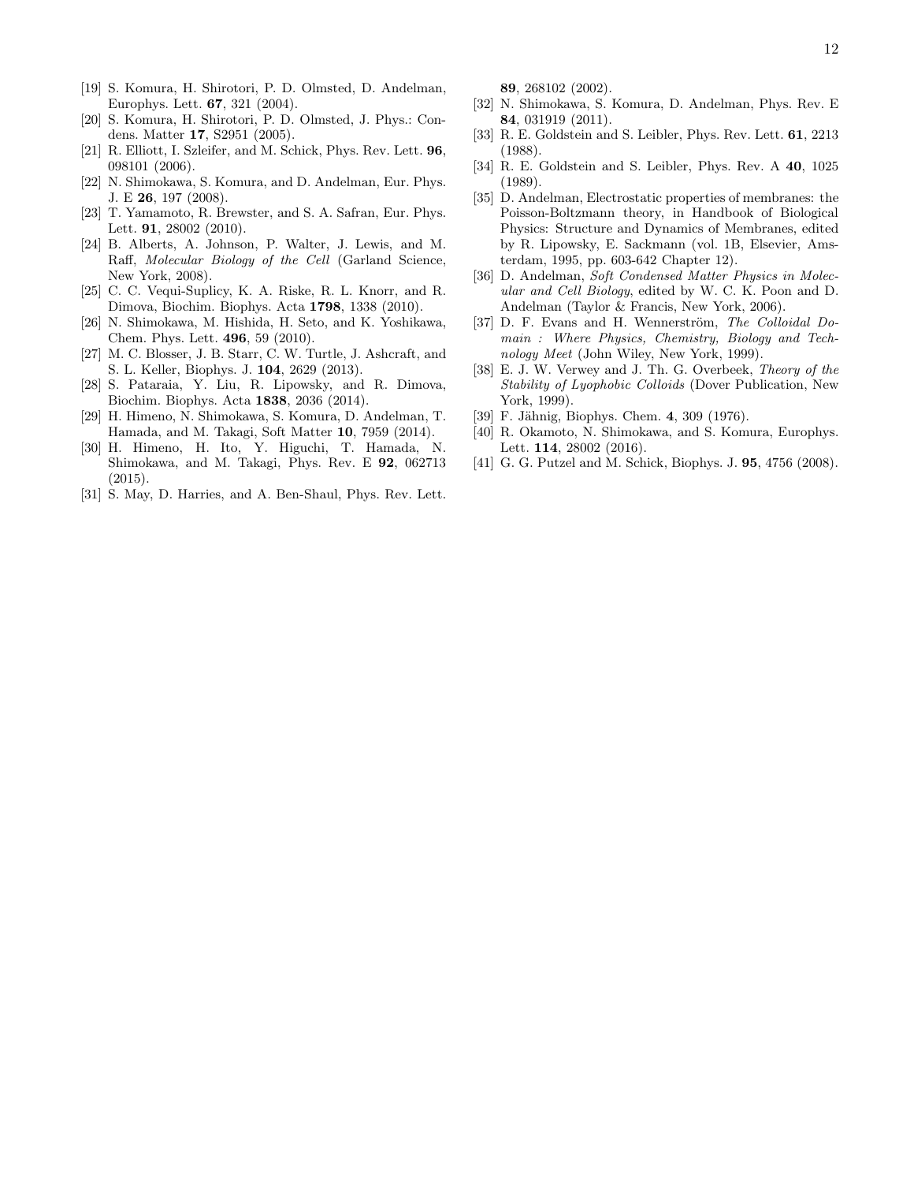[19] S. Komura, H. Shirotori, P. D. Olmsted, D. Andelman, Europhys. Lett. **67**, 321 (2004).

[20] S. Komura, H. Shirotori, P. D. Olmsted, J. Phys.: Condens. Matter **17**, S2951 (2005).

[21] R. Elliott, I. Szleifer, and M. Schick, Phys. Rev. Lett. **96**, 098101 (2006).

[22] N. Shimokawa, S. Komura, and D. Andelman, Eur. Phys. J. E **26**, 197 (2008).

[23] T. Yamamoto, R. Brewster, and S. A. Safran, Eur. Phys. Lett. **91**, 28002 (2010).

[24] B. Alberts, A. Johnson, P. Walter, J. Lewis, and M. Raff, *Molecular Biology of the Cell* (Garland Science, New York, 2008).

[25] C. C. Vequi-Suplicy, K. A. Riske, R. L. Knorr, and R. Dimova, Biochim. Biophys. Acta **1798**, 1338 (2010).

[26] N. Shimokawa, M. Hishida, H. Seto, and K. Yoshikawa, Chem. Phys. Lett. **496**, 59 (2010).

[27] M. C. Blosser, J. B. Starr, C. W. Turtle, J. Ashcraft, and S. L. Keller, Biophys. J. **104**, 2629 (2013).

[28] S. Pataraia, Y. Liu, R. Lipowsky, and R. Dimova, Biochim. Biophys. Acta **1838**, 2036 (2014).

[29] H. Himeno, N. Shimokawa, S. Komura, D. Andelman, T. Hamada, and M. Takagi, Soft Matter **10**, 7959 (2014).

[30] H. Himeno, H. Ito, Y. Higuchi, T. Hamada, N. Shimokawa, and M. Takagi, Phys. Rev. E **92**, 062713 (2015).

[31] S. May, D. Harries, and A. Ben-Shaul, Phys. Rev. Lett. **89**, 268102 (2002).

[32] N. Shimokawa, S. Komura, D. Andelman, Phys. Rev. E **84**, 031919 (2011).

[33] R. E. Goldstein and S. Leibler, Phys. Rev. Lett. **61**, 2213 (1988).

[34] R. E. Goldstein and S. Leibler, Phys. Rev. A **40**, 1025 (1989).

[35] D. Andelman, Electrostatic properties of membranes: the Poisson-Boltzmann theory, in Handbook of Biological Physics: Structure and Dynamics of Membranes, edited by R. Lipowsky, E. Sackmann (vol. 1B, Elsevier, Amsterdam, 1995, pp. 603-642 Chapter 12).

[36] D. Andelman, *Soft Condensed Matter Physics in Molecular and Cell Biology*, edited by W. C. K. Poon and D. Andelman (Taylor & Francis, New York, 2006).

[37] D. F. Evans and H. Wennerström, *The Colloidal Domain : Where Physics, Chemistry, Biology and Technology Meet* (John Wiley, New York, 1999).

[38] E. J. W. Verwey and J. Th. G. Overbeek, *Theory of the Stability of Lyophobic Colloids* (Dover Publication, New York, 1999).

[39] F. Jähnig, Biophys. Chem. **4**, 309 (1976).

[40] R. Okamoto, N. Shimokawa, and S. Komura, Europhys. Lett. **114**, 28002 (2016).

[41] G. G. Putzel and M. Schick, Biophys. J. **95**, 4756 (2008).